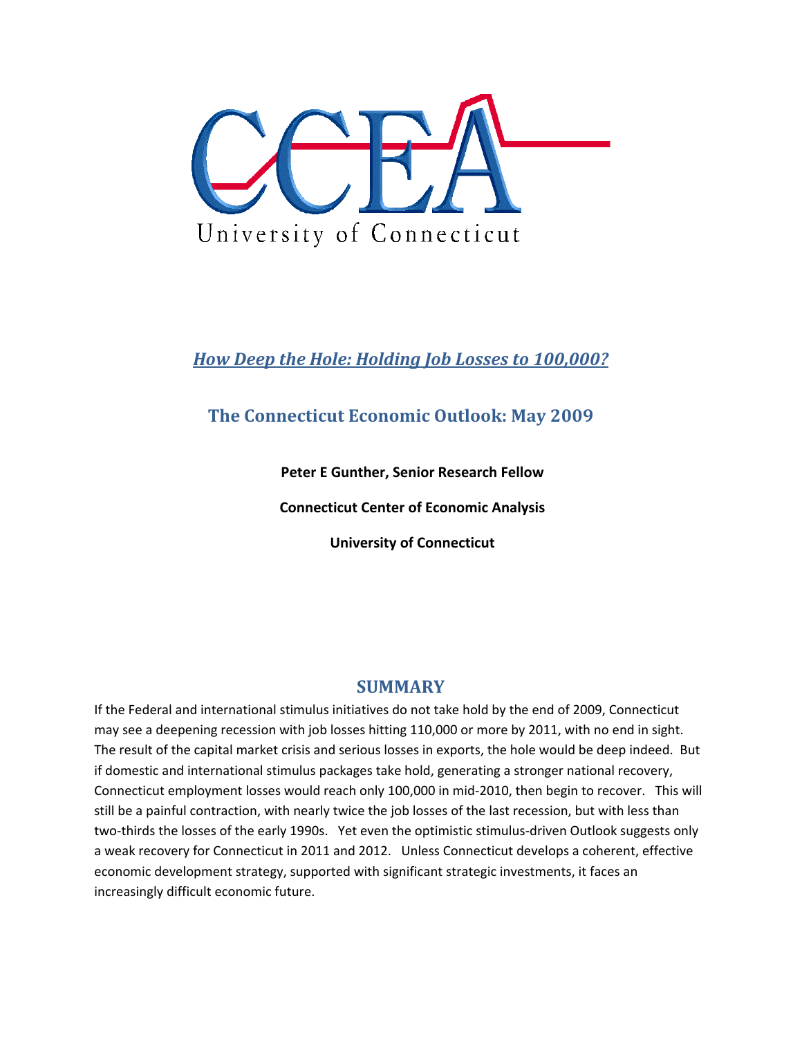CCEA

University of Connecticut

# *How Deep the Hole: Holding Job Losses to 100,000?*

## The Connecticut Economic Outlook: May 2009

**Peter E Gunther, Senior Research Fellow**

**Connecticut Center of Economic Analysis**

**University of Connecticut**

## SUMMARY

If the Federal and international stimulus initiatives do not take hold by the end of 2009, Connecticut may see a deepening recession with job losses hitting 110,000 or more by 2011, with no end in sight. The result of the capital market crisis and serious losses in exports, the hole would be deep indeed. But if domestic and international stimulus packages take hold, generating a stronger national recovery, Connecticut employment losses would reach only 100,000 in mid-2010, then begin to recover. This will still be a painful contraction, with nearly twice the job losses of the last recession, but with less than two-thirds the losses of the early 1990s. Yet even the optimistic stimulus-driven Outlook suggests only a weak recovery for Connecticut in 2011 and 2012. Unless Connecticut develops a coherent, effective economic development strategy, supported with significant strategic investments, it faces an increasingly difficult economic future.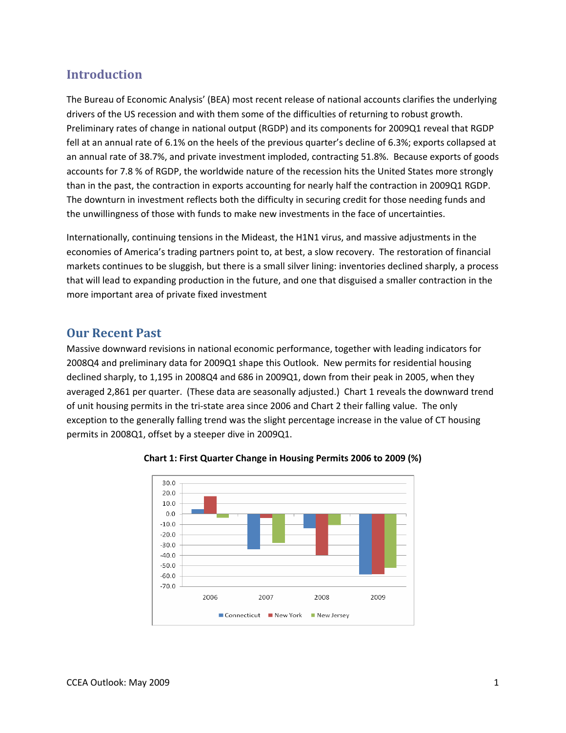## Introduction

The Bureau of Economic Analysis' (BEA) most recent release of national accounts clarifies the underlying drivers of the US recession and with them some of the difficulties of returning to robust growth. Preliminary rates of change in national output (RGDP) and its components for 2009Q1 reveal that RGDP fell at an annual rate of 6.1% on the heels of the previous quarter's decline of 6.3%; exports collapsed at an annual rate of 38.7%, and private investment imploded, contracting 51.8%. Because exports of goods accounts for 7.8 % of RGDP, the worldwide nature of the recession hits the United States more strongly than in the past, the contraction in exports accounting for nearly half the contraction in 2009Q1 RGDP. The downturn in investment reflects both the difficulty in securing credit for those needing funds and the unwillingness of those with funds to make new investments in the face of uncertainties.

Internationally, continuing tensions in the Mideast, the H1N1 virus, and massive adjustments in the economies of America's trading partners point to, at best, a slow recovery. The restoration of financial markets continues to be sluggish, but there is a small silver lining: inventories declined sharply, a process that will lead to expanding production in the future, and one that disguised a smaller contraction in the more important area of private fixed investment

## Our Recent Past

Massive downward revisions in national economic performance, together with leading indicators for 2008Q4 and preliminary data for 2009Q1 shape this Outlook. New permits for residential housing declined sharply, to 1,195 in 2008Q4 and 686 in 2009Q1, down from their peak in 2005, when they averaged 2,861 per quarter. (These data are seasonally adjusted.) Chart 1 reveals the downward trend of unit housing permits in the tri-state area since 2006 and Chart 2 their falling value. The only exception to the generally falling trend was the slight percentage increase in the value of CT housing permits in 2008Q1, offset by a steeper dive in 2009Q1.

**Chart 1: First Quarter Change in Housing Permits 2006 to 2009 (%)**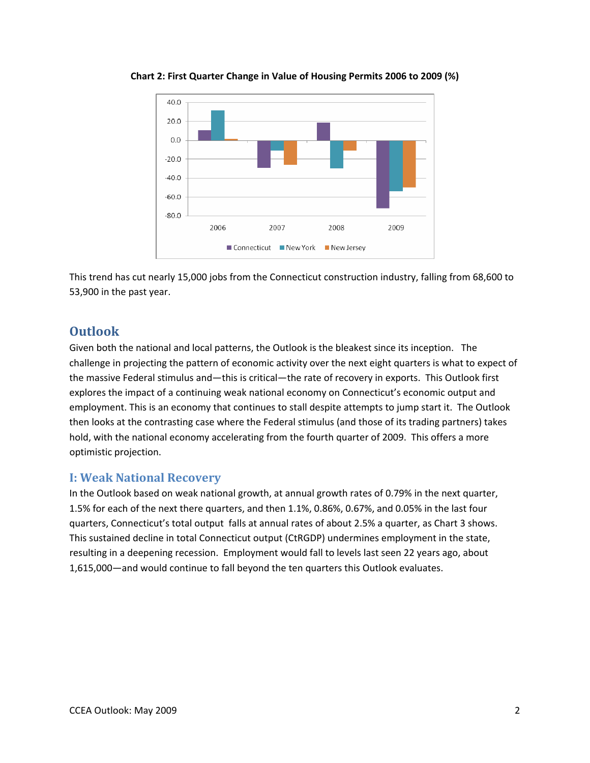**Chart 2: First Quarter Change in Value of Housing Permits 2006 to 2009 (%)**

This trend has cut nearly 15,000 jobs from the Connecticut construction industry, falling from 68,600 to 53,900 in the past year.

## Outlook

Given both the national and local patterns, the Outlook is the bleakest since its inception. The challenge in projecting the pattern of economic activity over the next eight quarters is what to expect of the massive Federal stimulus and—this is critical—the rate of recovery in exports. This Outlook first explores the impact of a continuing weak national economy on Connecticut's economic output and employment. This is an economy that continues to stall despite attempts to jump start it. The Outlook then looks at the contrasting case where the Federal stimulus (and those of its trading partners) takes hold, with the national economy accelerating from the fourth quarter of 2009. This offers a more optimistic projection.

### I: Weak National Recovery

In the Outlook based on weak national growth, at annual growth rates of 0.79% in the next quarter, 1.5% for each of the next there quarters, and then 1.1%, 0.86%, 0.67%, and 0.05% in the last four quarters, Connecticut's total output falls at annual rates of about 2.5% a quarter, as Chart 3 shows. This sustained decline in total Connecticut output (CtRGDP) undermines employment in the state, resulting in a deepening recession. Employment would fall to levels last seen 22 years ago, about 1,615,000—and would continue to fall beyond the ten quarters this Outlook evaluates.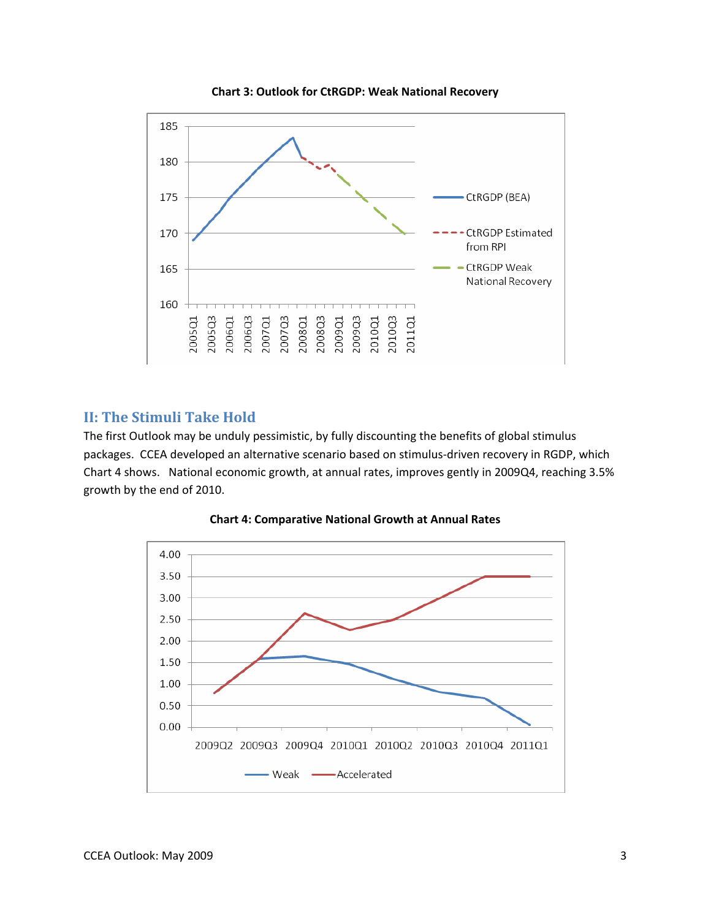**Chart 3: Outlook for CtRGDP: Weak National Recovery**

## II: The Stimuli Take Hold

The first Outlook may be unduly pessimistic, by fully discounting the benefits of global stimulus packages. CCEA developed an alternative scenario based on stimulus-driven recovery in RGDP, which Chart 4 shows. National economic growth, at annual rates, improves gently in 2009Q4, reaching 3.5% growth by the end of 2010.

**Chart 4: Comparative National Growth at Annual Rates**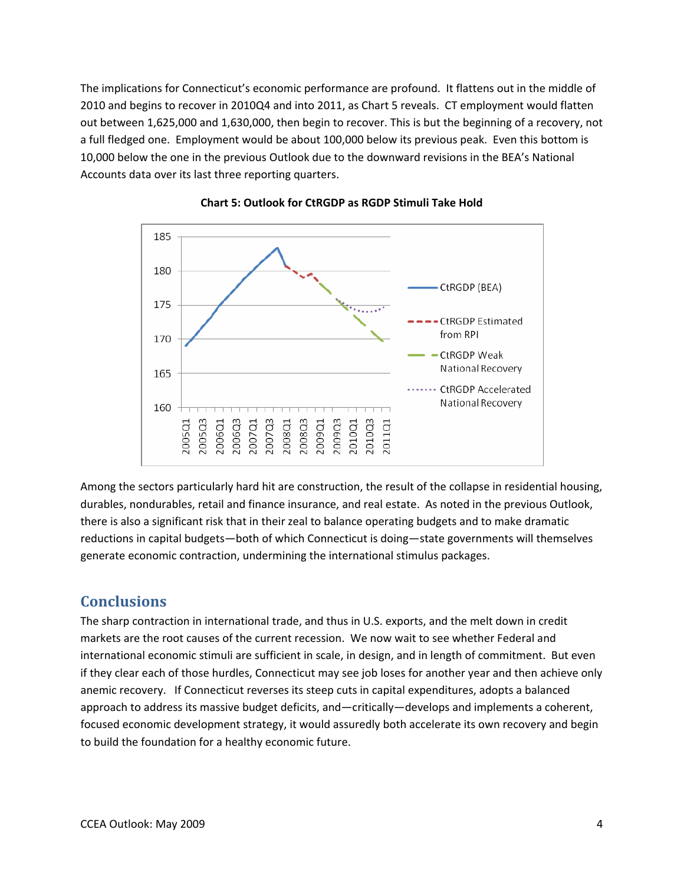The implications for Connecticut's economic performance are profound. It flattens out in the middle of 2010 and begins to recover in 2010Q4 and into 2011, as Chart 5 reveals. CT employment would flatten out between 1,625,000 and 1,630,000, then begin to recover. This is but the beginning of a recovery, not a full fledged one. Employment would be about 100,000 below its previous peak. Even this bottom is 10,000 below the one in the previous Outlook due to the downward revisions in the BEA's National Accounts data over its last three reporting quarters.

**Chart 5: Outlook for CtRGDP as RGDP Stimuli Take Hold**

185
180
175
170
165
160

2005Q1
2005Q3
2006Q1
2006Q3
2007Q1
2007Q3
2008Q1
2008Q3
2009Q1
2009Q3
2010Q1
2010Q3
2011Q1

CtRGDP (BEA)
CtRGDP Estimated from RPI
CtRGDP Weak National Recovery
CtRGDP Accelerated National Recovery

Among the sectors particularly hard hit are construction, the result of the collapse in residential housing, durables, nondurables, retail and finance insurance, and real estate. As noted in the previous Outlook, there is also a significant risk that in their zeal to balance operating budgets and to make dramatic reductions in capital budgets—both of which Connecticut is doing—state governments will themselves generate economic contraction, undermining the international stimulus packages.

## Conclusions

The sharp contraction in international trade, and thus in U.S. exports, and the melt down in credit markets are the root causes of the current recession. We now wait to see whether Federal and international economic stimuli are sufficient in scale, in design, and in length of commitment. But even if they clear each of those hurdles, Connecticut may see job loses for another year and then achieve only anemic recovery. If Connecticut reverses its steep cuts in capital expenditures, adopts a balanced approach to address its massive budget deficits, and—critically—develops and implements a coherent, focused economic development strategy, it would assuredly both accelerate its own recovery and begin to build the foundation for a healthy economic future.